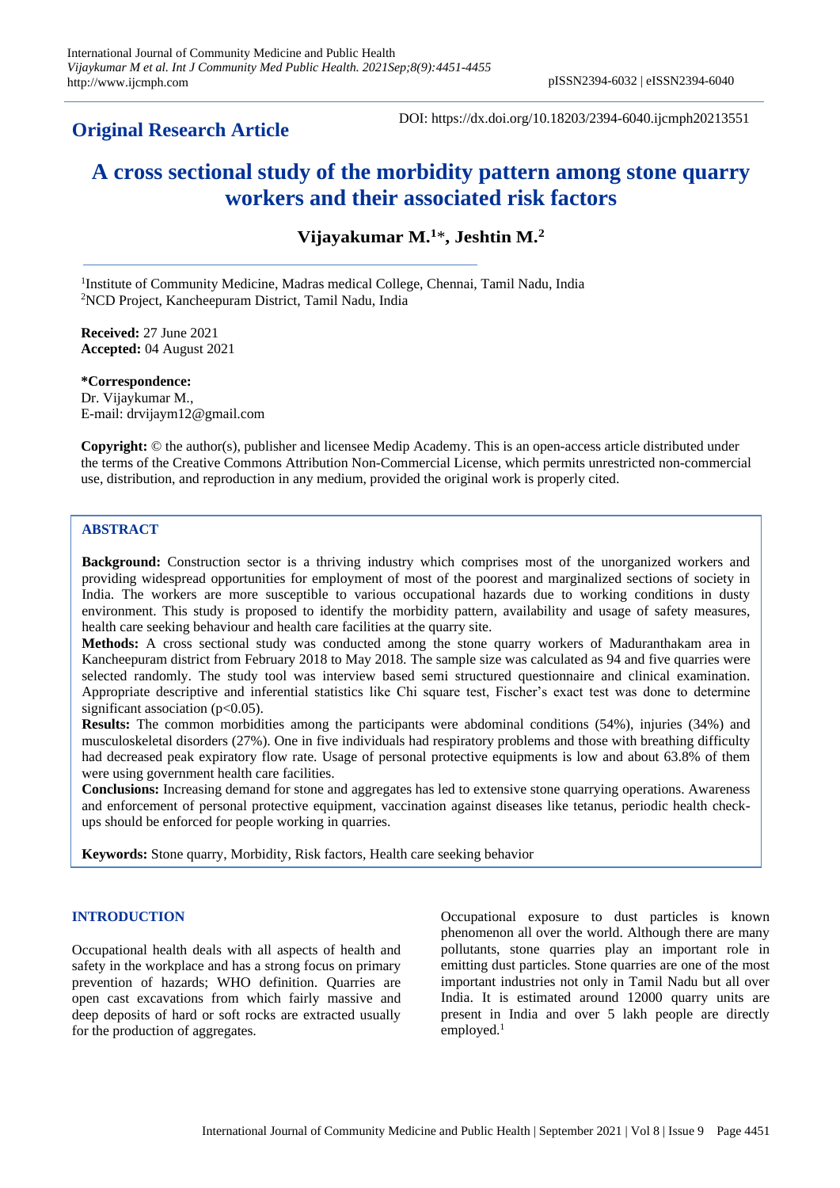**Original Research Article**

DOI: https://dx.doi.org/10.18203/2394-6040.ijcmph20213551

# A cross sectional study of the morbidity pattern among stone quarry workers and their associated risk factors

**Vijayakumar M.[1]*, Jeshtin M.[2]**

[1]Institute of Community Medicine, Madras medical College, Chennai, Tamil Nadu, India
[2]NCD Project, Kancheepuram District, Tamil Nadu, India

**Received:** 27 June 2021
**Accepted:** 04 August 2021

**\*Correspondence:**
Dr. Vijaykumar M.,
E-mail: drvijaym12@gmail.com

**Copyright:** © the author(s), publisher and licensee Medip Academy. This is an open-access article distributed under the terms of the Creative Commons Attribution Non-Commercial License, which permits unrestricted non-commercial use, distribution, and reproduction in any medium, provided the original work is properly cited.

## ABSTRACT

**Background:** Construction sector is a thriving industry which comprises most of the unorganized workers and providing widespread opportunities for employment of most of the poorest and marginalized sections of society in India. The workers are more susceptible to various occupational hazards due to working conditions in dusty environment. This study is proposed to identify the morbidity pattern, availability and usage of safety measures, health care seeking behaviour and health care facilities at the quarry site.

**Methods:** A cross sectional study was conducted among the stone quarry workers of Maduranthakam area in Kancheepuram district from February 2018 to May 2018. The sample size was calculated as 94 and five quarries were selected randomly. The study tool was interview based semi structured questionnaire and clinical examination. Appropriate descriptive and inferential statistics like Chi square test, Fischer's exact test was done to determine significant association ($p<0.05$).

**Results:** The common morbidities among the participants were abdominal conditions (54%), injuries (34%) and musculoskeletal disorders (27%). One in five individuals had respiratory problems and those with breathing difficulty had decreased peak expiratory flow rate. Usage of personal protective equipments is low and about 63.8% of them were using government health care facilities.

**Conclusions:** Increasing demand for stone and aggregates has led to extensive stone quarrying operations. Awareness and enforcement of personal protective equipment, vaccination against diseases like tetanus, periodic health check-ups should be enforced for people working in quarries.

**Keywords:** Stone quarry, Morbidity, Risk factors, Health care seeking behavior

## INTRODUCTION

Occupational health deals with all aspects of health and safety in the workplace and has a strong focus on primary prevention of hazards; WHO definition. Quarries are open cast excavations from which fairly massive and deep deposits of hard or soft rocks are extracted usually for the production of aggregates.

Occupational exposure to dust particles is known phenomenon all over the world. Although there are many pollutants, stone quarries play an important role in emitting dust particles. Stone quarries are one of the most important industries not only in Tamil Nadu but all over India. It is estimated around 12000 quarry units are present in India and over 5 lakh people are directly employed.[1]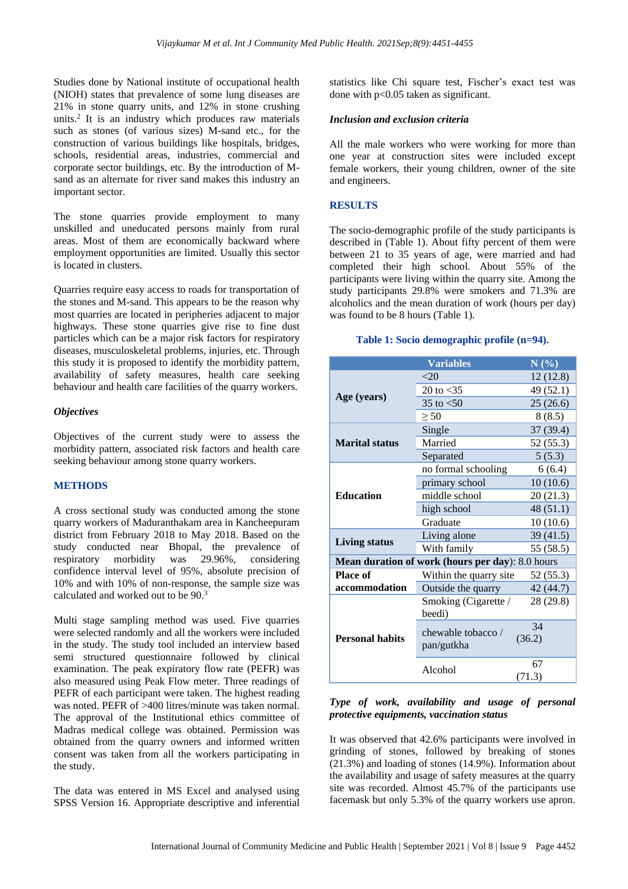Studies done by National institute of occupational health (NIOH) states that prevalence of some lung diseases are 21% in stone quarry units, and 12% in stone crushing units.[2] It is an industry which produces raw materials such as stones (of various sizes) M-sand etc., for the construction of various buildings like hospitals, bridges, schools, residential areas, industries, commercial and corporate sector buildings, etc. By the introduction of M-sand as an alternate for river sand makes this industry an important sector.

The stone quarries provide employment to many unskilled and uneducated persons mainly from rural areas. Most of them are economically backward where employment opportunities are limited. Usually this sector is located in clusters.

Quarries require easy access to roads for transportation of the stones and M-sand. This appears to be the reason why most quarries are located in peripheries adjacent to major highways. These stone quarries give rise to fine dust particles which can be a major risk factors for respiratory diseases, musculoskeletal problems, injuries, etc. Through this study it is proposed to identify the morbidity pattern, availability of safety measures, health care seeking behaviour and health care facilities of the quarry workers.

### *Objectives*

Objectives of the current study were to assess the morbidity pattern, associated risk factors and health care seeking behaviour among stone quarry workers.

## METHODS

A cross sectional study was conducted among the stone quarry workers of Maduranthakam area in Kancheepuram district from February 2018 to May 2018. Based on the study conducted near Bhopal, the prevalence of respiratory morbidity was 29.96%, considering confidence interval level of 95%, absolute precision of 10% and with 10% of non-response, the sample size was calculated and worked out to be 90.[3]

Multi stage sampling method was used. Five quarries were selected randomly and all the workers were included in the study. The study tool included an interview based semi structured questionnaire followed by clinical examination. The peak expiratory flow rate (PEFR) was also measured using Peak Flow meter. Three readings of PEFR of each participant were taken. The highest reading was noted. PEFR of >400 litres/minute was taken normal. The approval of the Institutional ethics committee of Madras medical college was obtained. Permission was obtained from the quarry owners and informed written consent was taken from all the workers participating in the study.

The data was entered in MS Excel and analysed using SPSS Version 16. Appropriate descriptive and inferential statistics like Chi square test, Fischer's exact test was done with $p<0.05$ taken as significant.

### *Inclusion and exclusion criteria*

All the male workers who were working for more than one year at construction sites were included except female workers, their young children, owner of the site and engineers.

## RESULTS

The socio-demographic profile of the study participants is described in (Table 1). About fifty percent of them were between 21 to 35 years of age, were married and had completed their high school. About 55% of the participants were living within the quarry site. Among the study participants 29.8% were smokers and 71.3% are alcoholics and the mean duration of work (hours per day) was found to be 8 hours (Table 1).

**Table 1: Socio demographic profile (n=94).**

| | Variables | N (%) |
|---|---|---|
| **Age (years)** | <20 | 12 (12.8) |
| | 20 to <35 | 49 (52.1) |
| | 35 to <50 | 25 (26.6) |
| | ≥ 50 | 8 (8.5) |
| **Marital status** | Single | 37 (39.4) |
| | Married | 52 (55.3) |
| | Separated | 5 (5.3) |
| **Education** | no formal schooling | 6 (6.4) |
| | primary school | 10 (10.6) |
| | middle school | 20 (21.3) |
| | high school | 48 (51.1) |
| | Graduate | 10 (10.6) |
| **Living status** | Living alone | 39 (41.5) |
| | With family | 55 (58.5) |
| **Mean duration of work (hours per day)**: 8.0 hours | | |
| **Place of accommodation** | Within the quarry site | 52 (55.3) |
| | Outside the quarry | 42 (44.7) |
| **Personal habits** | Smoking (Cigarette / beedi) | 28 (29.8) |
| | chewable tobacco / pan/gutkha | 34 (36.2) |
| | Alcohol | 67 (71.3) |

### *Type of work, availability and usage of personal protective equipments, vaccination status*

It was observed that 42.6% participants were involved in grinding of stones, followed by breaking of stones (21.3%) and loading of stones (14.9%). Information about the availability and usage of safety measures at the quarry site was recorded. Almost 45.7% of the participants use facemask but only 5.3% of the quarry workers use apron.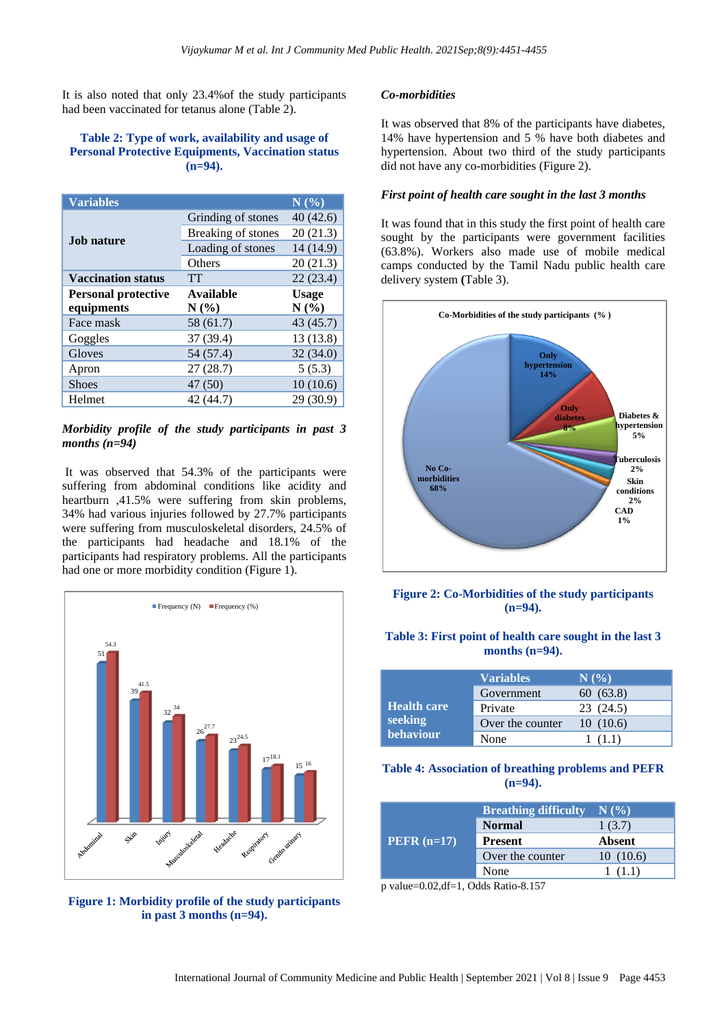It is also noted that only 23.4%of the study participants had been vaccinated for tetanus alone (Table 2).

**Table 2: Type of work, availability and usage of Personal Protective Equipments, Vaccination status (n=94).**

| Variables | | N (%) |
|---|---|---|
| Job nature | Grinding of stones | 40 (42.6) |
| | Breaking of stones | 20 (21.3) |
| | Loading of stones | 14 (14.9) |
| | Others | 20 (21.3) |
| **Vaccination status** | TT | 22 (23.4) |
| **Personal protective equipments** | **Available N (%)** | **Usage N (%)** |
| Face mask | 58 (61.7) | 43 (45.7) |
| Goggles | 37 (39.4) | 13 (13.8) |
| Gloves | 54 (57.4) | 32 (34.0) |
| Apron | 27 (28.7) | 5 (5.3) |
| Shoes | 47 (50) | 10 (10.6) |
| Helmet | 42 (44.7) | 29 (30.9) |

***Morbidity profile of the study participants in past 3 months (n=94)***

It was observed that 54.3% of the participants were suffering from abdominal conditions like acidity and heartburn ,41.5% were suffering from skin problems, 34% had various injuries followed by 27.7% participants were suffering from musculoskeletal disorders, 24.5% of the participants had headache and 18.1% of the participants had respiratory problems. All the participants had one or more morbidity condition (Figure 1).

**Figure 1: Morbidity profile of the study participants in past 3 months (n=94).**

***Co-morbidities***

It was observed that 8% of the participants have diabetes, 14% have hypertension and 5 % have both diabetes and hypertension. About two third of the study participants did not have any co-morbidities (Figure 2).

***First point of health care sought in the last 3 months***

It was found that in this study the first point of health care sought by the participants were government facilities (63.8%). Workers also made use of mobile medical camps conducted by the Tamil Nadu public health care delivery system (Table 3).

**Figure 2: Co-Morbidities of the study participants (n=94).**

**Table 3: First point of health care sought in the last 3 months (n=94).**

| | Variables | N (%) |
|---|---|---|
| Health care seeking behaviour | Government | 60 (63.8) |
| | Private | 23 (24.5) |
| | Over the counter | 10 (10.6) |
| | None | 1 (1.1) |

**Table 4: Association of breathing problems and PEFR (n=94).**

| | Breathing difficulty | N (%) |
|---|---|---|
| PEFR (n=17) | **Normal** | 1 (3.7) |
| | **Present** | **Absent** |
| | Over the counter | 10 (10.6) |
| | None | 1 (1.1) |

p value=0.02,df=1, Odds Ratio-8.157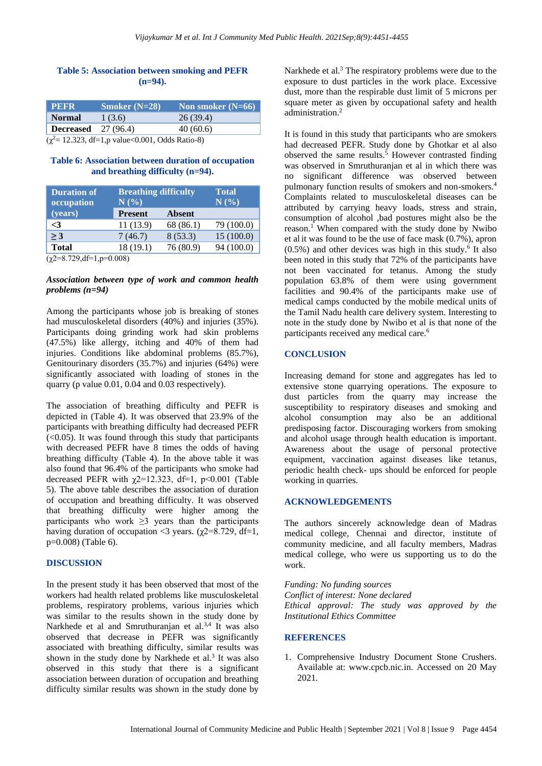**Table 5: Association between smoking and PEFR (n=94).**

| PEFR | Smoker (N=28) | Non smoker (N=66) |
|---|---|---|
| **Normal** | 1 (3.6) | 26 (39.4) |
| **Decreased** | 27 (96.4) | 40 (60.6) |

($\chi^2$= 12.323, df=1,p value<0.001, Odds Ratio-8)

**Table 6: Association between duration of occupation and breathing difficulty (n=94).**

| Duration of occupation (years) | Breathing difficulty N (%) | | Total N (%) |
|---|---|---|---|
| | **Present** | **Absent** | |
| **<3** | 11 (13.9) | 68 (86.1) | 79 (100.0) |
| **≥ 3** | 7 (46.7) | 8 (53.3) | 15 (100.0) |
| **Total** | 18 (19.1) | 76 (80.9) | 94 (100.0) |

($\chi^2$=8.729,df=1,p=0.008)

### *Association between type of work and common health problems (n=94)*

Among the participants whose job is breaking of stones had musculoskeletal disorders (40%) and injuries (35%). Participants doing grinding work had skin problems (47.5%) like allergy, itching and 40% of them had injuries. Conditions like abdominal problems (85.7%), Genitourinary disorders (35.7%) and injuries (64%) were significantly associated with loading of stones in the quarry (p value 0.01, 0.04 and 0.03 respectively).

The association of breathing difficulty and PEFR is depicted in (Table 4). It was observed that 23.9% of the participants with breathing difficulty had decreased PEFR (<0.05). It was found through this study that participants with decreased PEFR have 8 times the odds of having breathing difficulty (Table 4). In the above table it was also found that 96.4% of the participants who smoke had decreased PEFR with $\chi^2$=12.323, df=1, p<0.001 (Table 5). The above table describes the association of duration of occupation and breathing difficulty. It was observed that breathing difficulty were higher among the participants who work ≥3 years than the participants having duration of occupation <3 years. ($\chi^2$=8.729, df=1, p=0.008) (Table 6).

## DISCUSSION

In the present study it has been observed that most of the workers had health related problems like musculoskeletal problems, respiratory problems, various injuries which was similar to the results shown in the study done by Narkhede et al and Smruthuranjan et al.[3,4] It was also observed that decrease in PEFR was significantly associated with breathing difficulty, similar results was shown in the study done by Narkhede et al.[3] It was also observed in this study that there is a significant association between duration of occupation and breathing difficulty similar results was shown in the study done by Narkhede et al.[3] The respiratory problems were due to the exposure to dust particles in the work place. Excessive dust, more than the respirable dust limit of 5 microns per square meter as given by occupational safety and health administration.[2]

It is found in this study that participants who are smokers had decreased PEFR. Study done by Ghotkar et al also observed the same results.[5] However contrasted finding was observed in Smruthuranjan et al in which there was no significant difference was observed between pulmonary function results of smokers and non-smokers.[4] Complaints related to musculoskeletal diseases can be attributed by carrying heavy loads, stress and strain, consumption of alcohol ,bad postures might also be the reason.[1] When compared with the study done by Nwibo et al it was found to be the use of face mask (0.7%), apron (0.5%) and other devices was high in this study.[6] It also been noted in this study that 72% of the participants have not been vaccinated for tetanus. Among the study population 63.8% of them were using government facilities and 90.4% of the participants make use of medical camps conducted by the mobile medical units of the Tamil Nadu health care delivery system. Interesting to note in the study done by Nwibo et al is that none of the participants received any medical care.[6]

## CONCLUSION

Increasing demand for stone and aggregates has led to extensive stone quarrying operations. The exposure to dust particles from the quarry may increase the susceptibility to respiratory diseases and smoking and alcohol consumption may also be an additional predisposing factor. Discouraging workers from smoking and alcohol usage through health education is important. Awareness about the usage of personal protective equipment, vaccination against diseases like tetanus, periodic health check- ups should be enforced for people working in quarries.

## ACKNOWLEDGEMENTS

The authors sincerely acknowledge dean of Madras medical college, Chennai and director, institute of community medicine, and all faculty members, Madras medical college, who were us supporting us to do the work.

*Funding: No funding sources*
*Conflict of interest: None declared*
*Ethical approval: The study was approved by the Institutional Ethics Committee*

## REFERENCES

1. Comprehensive Industry Document Stone Crushers. Available at: www.cpcb.nic.in. Accessed on 20 May 2021.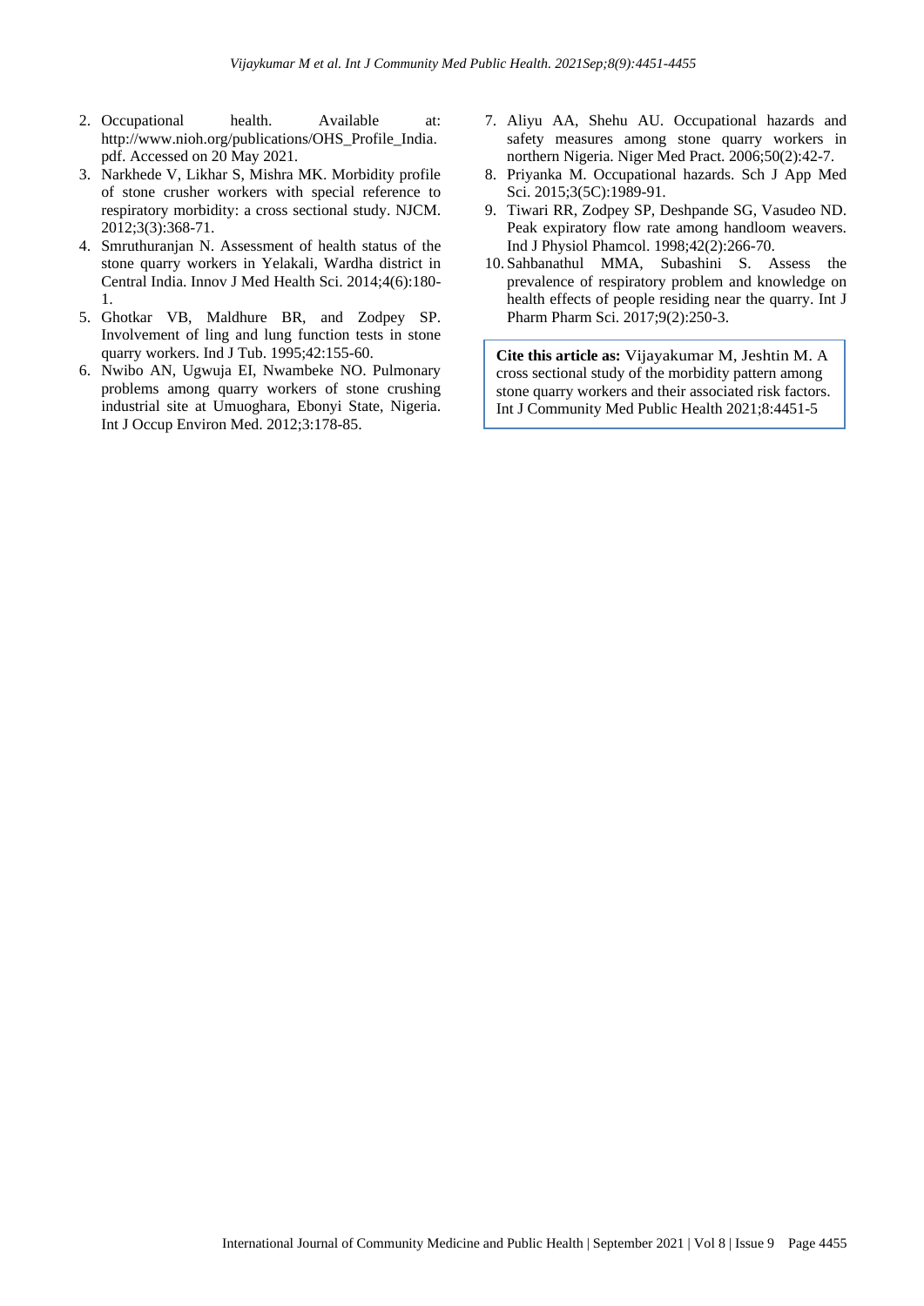2. Occupational health. Available at: http://www.nioh.org/publications/OHS_Profile_India.pdf. Accessed on 20 May 2021.
3. Narkhede V, Likhar S, Mishra MK. Morbidity profile of stone crusher workers with special reference to respiratory morbidity: a cross sectional study. NJCM. 2012;3(3):368-71.
4. Smruthuranjan N. Assessment of health status of the stone quarry workers in Yelakali, Wardha district in Central India. Innov J Med Health Sci. 2014;4(6):180-1.
5. Ghotkar VB, Maldhure BR, and Zodpey SP. Involvement of ling and lung function tests in stone quarry workers. Ind J Tub. 1995;42:155-60.
6. Nwibo AN, Ugwuja EI, Nwambeke NO. Pulmonary problems among quarry workers of stone crushing industrial site at Umuoghara, Ebonyi State, Nigeria. Int J Occup Environ Med. 2012;3:178-85.
7. Aliyu AA, Shehu AU. Occupational hazards and safety measures among stone quarry workers in northern Nigeria. Niger Med Pract. 2006;50(2):42-7.
8. Priyanka M. Occupational hazards. Sch J App Med Sci. 2015;3(5C):1989-91.
9. Tiwari RR, Zodpey SP, Deshpande SG, Vasudeo ND. Peak expiratory flow rate among handloom weavers. Ind J Physiol Phamcol. 1998;42(2):266-70.
10. Sahbanathul MMA, Subashini S. Assess the prevalence of respiratory problem and knowledge on health effects of people residing near the quarry. Int J Pharm Pharm Sci. 2017;9(2):250-3.

**Cite this article as:** Vijayakumar M, Jeshtin M. A cross sectional study of the morbidity pattern among stone quarry workers and their associated risk factors. Int J Community Med Public Health 2021;8:4451-5